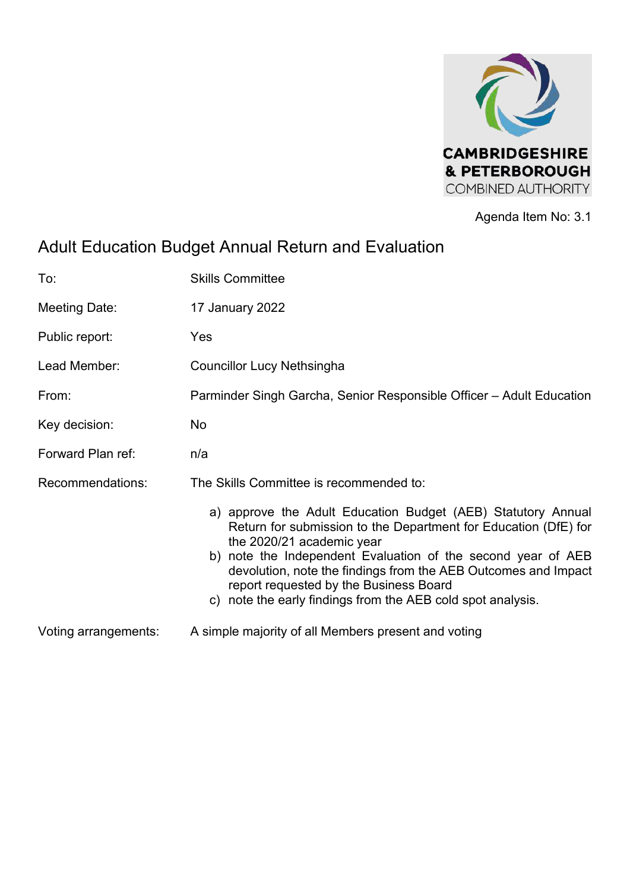CAMBRIDGESHIRE & PETERBOROUGH COMBINED AUTHORITY

Agenda Item No: 3.1

# Adult Education Budget Annual Return and Evaluation

| | |
|---|---|
| To: | Skills Committee |
| Meeting Date: | 17 January 2022 |
| Public report: | Yes |
| Lead Member: | Councillor Lucy Nethsingha |
| From: | Parminder Singh Garcha, Senior Responsible Officer – Adult Education |
| Key decision: | No |
| Forward Plan ref: | n/a |
| Recommendations: | The Skills Committee is recommended to: |

a) approve the Adult Education Budget (AEB) Statutory Annual Return for submission to the Department for Education (DfE) for the 2020/21 academic year

b) note the Independent Evaluation of the second year of AEB devolution, note the findings from the AEB Outcomes and Impact report requested by the Business Board

c) note the early findings from the AEB cold spot analysis.

| | |
|---|---|
| Voting arrangements: | A simple majority of all Members present and voting |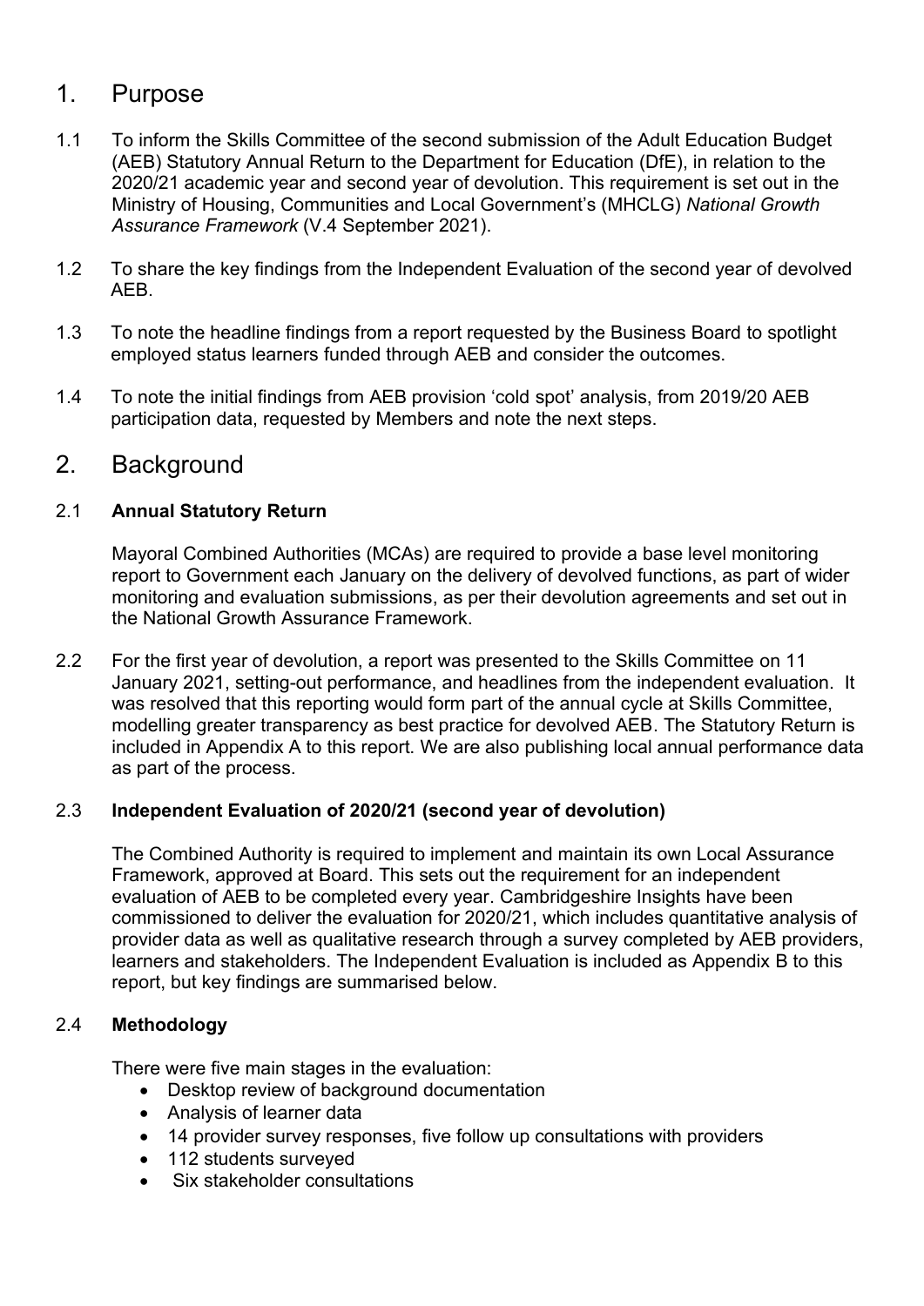## 1. Purpose

1.1 To inform the Skills Committee of the second submission of the Adult Education Budget (AEB) Statutory Annual Return to the Department for Education (DfE), in relation to the 2020/21 academic year and second year of devolution. This requirement is set out in the Ministry of Housing, Communities and Local Government's (MHCLG) *National Growth Assurance Framework* (V.4 September 2021).

1.2 To share the key findings from the Independent Evaluation of the second year of devolved AEB.

1.3 To note the headline findings from a report requested by the Business Board to spotlight employed status learners funded through AEB and consider the outcomes.

1.4 To note the initial findings from AEB provision 'cold spot' analysis, from 2019/20 AEB participation data, requested by Members and note the next steps.

## 2. Background

2.1 **Annual Statutory Return**

Mayoral Combined Authorities (MCAs) are required to provide a base level monitoring report to Government each January on the delivery of devolved functions, as part of wider monitoring and evaluation submissions, as per their devolution agreements and set out in the National Growth Assurance Framework.

2.2 For the first year of devolution, a report was presented to the Skills Committee on 11 January 2021, setting-out performance, and headlines from the independent evaluation. It was resolved that this reporting would form part of the annual cycle at Skills Committee, modelling greater transparency as best practice for devolved AEB. The Statutory Return is included in Appendix A to this report. We are also publishing local annual performance data as part of the process.

2.3 **Independent Evaluation of 2020/21 (second year of devolution)**

The Combined Authority is required to implement and maintain its own Local Assurance Framework, approved at Board. This sets out the requirement for an independent evaluation of AEB to be completed every year. Cambridgeshire Insights have been commissioned to deliver the evaluation for 2020/21, which includes quantitative analysis of provider data as well as qualitative research through a survey completed by AEB providers, learners and stakeholders. The Independent Evaluation is included as Appendix B to this report, but key findings are summarised below.

2.4 **Methodology**

There were five main stages in the evaluation:

- Desktop review of background documentation
- Analysis of learner data
- 14 provider survey responses, five follow up consultations with providers
- 112 students surveyed
- Six stakeholder consultations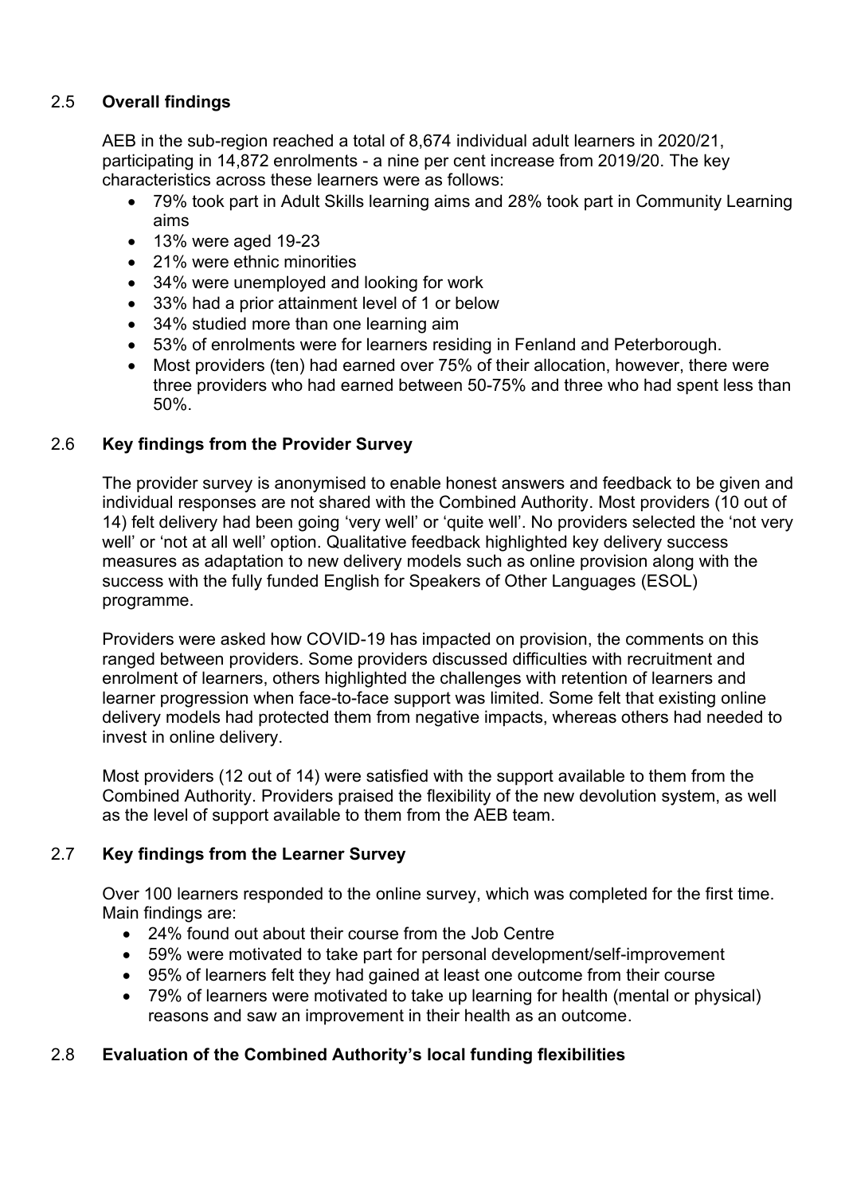## 2.5 **Overall findings**

AEB in the sub-region reached a total of 8,674 individual adult learners in 2020/21, participating in 14,872 enrolments - a nine per cent increase from 2019/20. The key characteristics across these learners were as follows:

- 79% took part in Adult Skills learning aims and 28% took part in Community Learning aims
- 13% were aged 19-23
- 21% were ethnic minorities
- 34% were unemployed and looking for work
- 33% had a prior attainment level of 1 or below
- 34% studied more than one learning aim
- 53% of enrolments were for learners residing in Fenland and Peterborough.
- Most providers (ten) had earned over 75% of their allocation, however, there were three providers who had earned between 50-75% and three who had spent less than 50%.

## 2.6 **Key findings from the Provider Survey**

The provider survey is anonymised to enable honest answers and feedback to be given and individual responses are not shared with the Combined Authority. Most providers (10 out of 14) felt delivery had been going 'very well' or 'quite well'. No providers selected the 'not very well' or 'not at all well' option. Qualitative feedback highlighted key delivery success measures as adaptation to new delivery models such as online provision along with the success with the fully funded English for Speakers of Other Languages (ESOL) programme.

Providers were asked how COVID-19 has impacted on provision, the comments on this ranged between providers. Some providers discussed difficulties with recruitment and enrolment of learners, others highlighted the challenges with retention of learners and learner progression when face-to-face support was limited. Some felt that existing online delivery models had protected them from negative impacts, whereas others had needed to invest in online delivery.

Most providers (12 out of 14) were satisfied with the support available to them from the Combined Authority. Providers praised the flexibility of the new devolution system, as well as the level of support available to them from the AEB team.

## 2.7 **Key findings from the Learner Survey**

Over 100 learners responded to the online survey, which was completed for the first time. Main findings are:

- 24% found out about their course from the Job Centre
- 59% were motivated to take part for personal development/self-improvement
- 95% of learners felt they had gained at least one outcome from their course
- 79% of learners were motivated to take up learning for health (mental or physical) reasons and saw an improvement in their health as an outcome.

## 2.8 **Evaluation of the Combined Authority's local funding flexibilities**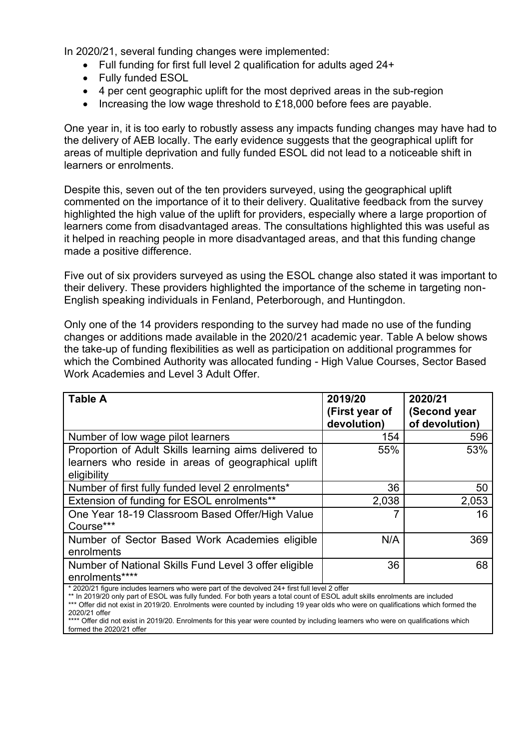In 2020/21, several funding changes were implemented:

- Full funding for first full level 2 qualification for adults aged 24+
- Fully funded ESOL
- 4 per cent geographic uplift for the most deprived areas in the sub-region
- Increasing the low wage threshold to £18,000 before fees are payable.

One year in, it is too early to robustly assess any impacts funding changes may have had to the delivery of AEB locally. The early evidence suggests that the geographical uplift for areas of multiple deprivation and fully funded ESOL did not lead to a noticeable shift in learners or enrolments.

Despite this, seven out of the ten providers surveyed, using the geographical uplift commented on the importance of it to their delivery. Qualitative feedback from the survey highlighted the high value of the uplift for providers, especially where a large proportion of learners come from disadvantaged areas. The consultations highlighted this was useful as it helped in reaching people in more disadvantaged areas, and that this funding change made a positive difference.

Five out of six providers surveyed as using the ESOL change also stated it was important to their delivery. These providers highlighted the importance of the scheme in targeting non-English speaking individuals in Fenland, Peterborough, and Huntingdon.

Only one of the 14 providers responding to the survey had made no use of the funding changes or additions made available in the 2020/21 academic year. Table A below shows the take-up of funding flexibilities as well as participation on additional programmes for which the Combined Authority was allocated funding - High Value Courses, Sector Based Work Academies and Level 3 Adult Offer.

| **Table A** | **2019/20 (First year of devolution)** | **2020/21 (Second year of devolution)** |
|---|---|---|
| Number of low wage pilot learners | 154 | 596 |
| Proportion of Adult Skills learning aims delivered to learners who reside in areas of geographical uplift eligibility | 55% | 53% |
| Number of first fully funded level 2 enrolments* | 36 | 50 |
| Extension of funding for ESOL enrolments** | 2,038 | 2,053 |
| One Year 18-19 Classroom Based Offer/High Value Course*** | 7 | 16 |
| Number of Sector Based Work Academies eligible enrolments | N/A | 369 |
| Number of National Skills Fund Level 3 offer eligible enrolments**** | 36 | 68 |

\* 2020/21 figure includes learners who were part of the devolved 24+ first full level 2 offer
** In 2019/20 only part of ESOL was fully funded. For both years a total count of ESOL adult skills enrolments are included
*** Offer did not exist in 2019/20. Enrolments were counted by including 19 year olds who were on qualifications which formed the 2020/21 offer
**** Offer did not exist in 2019/20. Enrolments for this year were counted by including learners who were on qualifications which formed the 2020/21 offer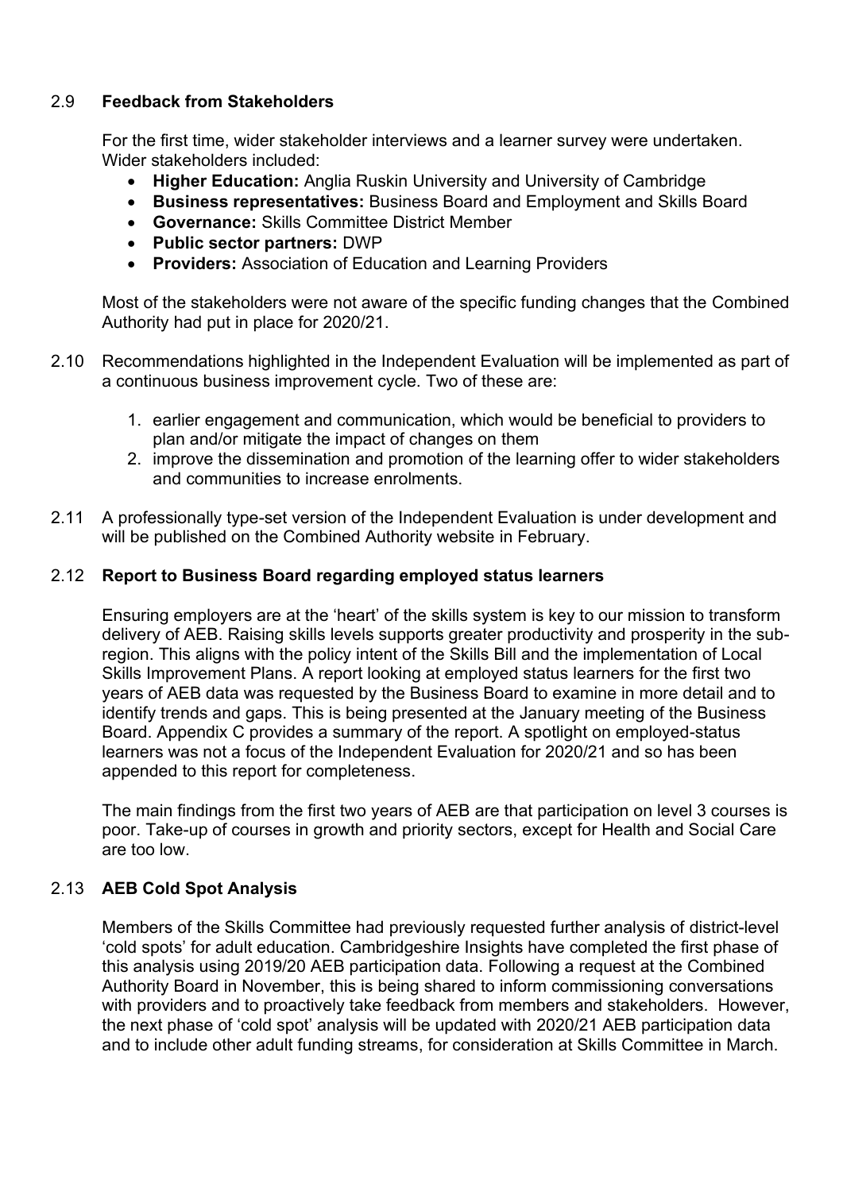2.9 **Feedback from Stakeholders**

For the first time, wider stakeholder interviews and a learner survey were undertaken. Wider stakeholders included:

- **Higher Education:** Anglia Ruskin University and University of Cambridge
- **Business representatives:** Business Board and Employment and Skills Board
- **Governance:** Skills Committee District Member
- **Public sector partners:** DWP
- **Providers:** Association of Education and Learning Providers

Most of the stakeholders were not aware of the specific funding changes that the Combined Authority had put in place for 2020/21.

2.10 Recommendations highlighted in the Independent Evaluation will be implemented as part of a continuous business improvement cycle. Two of these are:

1. earlier engagement and communication, which would be beneficial to providers to plan and/or mitigate the impact of changes on them
2. improve the dissemination and promotion of the learning offer to wider stakeholders and communities to increase enrolments.

2.11 A professionally type-set version of the Independent Evaluation is under development and will be published on the Combined Authority website in February.

2.12 **Report to Business Board regarding employed status learners**

Ensuring employers are at the 'heart' of the skills system is key to our mission to transform delivery of AEB. Raising skills levels supports greater productivity and prosperity in the sub-region. This aligns with the policy intent of the Skills Bill and the implementation of Local Skills Improvement Plans. A report looking at employed status learners for the first two years of AEB data was requested by the Business Board to examine in more detail and to identify trends and gaps. This is being presented at the January meeting of the Business Board. Appendix C provides a summary of the report. A spotlight on employed-status learners was not a focus of the Independent Evaluation for 2020/21 and so has been appended to this report for completeness.

The main findings from the first two years of AEB are that participation on level 3 courses is poor. Take-up of courses in growth and priority sectors, except for Health and Social Care are too low.

2.13 **AEB Cold Spot Analysis**

Members of the Skills Committee had previously requested further analysis of district-level 'cold spots' for adult education. Cambridgeshire Insights have completed the first phase of this analysis using 2019/20 AEB participation data. Following a request at the Combined Authority Board in November, this is being shared to inform commissioning conversations with providers and to proactively take feedback from members and stakeholders. However, the next phase of 'cold spot' analysis will be updated with 2020/21 AEB participation data and to include other adult funding streams, for consideration at Skills Committee in March.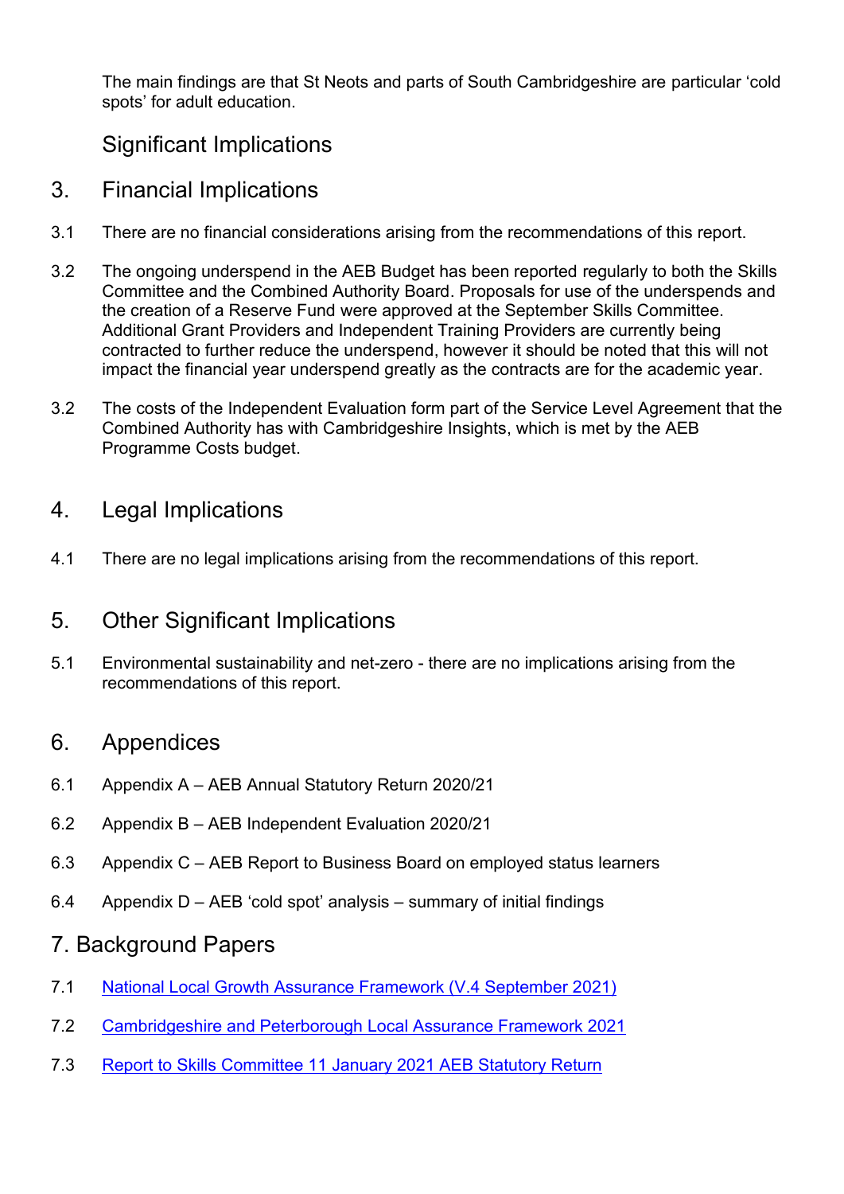The main findings are that St Neots and parts of South Cambridgeshire are particular 'cold spots' for adult education.

## Significant Implications

## 3. Financial Implications

3.1 There are no financial considerations arising from the recommendations of this report.

3.2 The ongoing underspend in the AEB Budget has been reported regularly to both the Skills Committee and the Combined Authority Board. Proposals for use of the underspends and the creation of a Reserve Fund were approved at the September Skills Committee. Additional Grant Providers and Independent Training Providers are currently being contracted to further reduce the underspend, however it should be noted that this will not impact the financial year underspend greatly as the contracts are for the academic year.

3.2 The costs of the Independent Evaluation form part of the Service Level Agreement that the Combined Authority has with Cambridgeshire Insights, which is met by the AEB Programme Costs budget.

## 4. Legal Implications

4.1 There are no legal implications arising from the recommendations of this report.

## 5. Other Significant Implications

5.1 Environmental sustainability and net-zero - there are no implications arising from the recommendations of this report.

## 6. Appendices

6.1 Appendix A – AEB Annual Statutory Return 2020/21

6.2 Appendix B – AEB Independent Evaluation 2020/21

6.3 Appendix C – AEB Report to Business Board on employed status learners

6.4 Appendix D – AEB 'cold spot' analysis – summary of initial findings

## 7. Background Papers

7.1 National Local Growth Assurance Framework (V.4 September 2021)

7.2 Cambridgeshire and Peterborough Local Assurance Framework 2021

7.3 Report to Skills Committee 11 January 2021 AEB Statutory Return